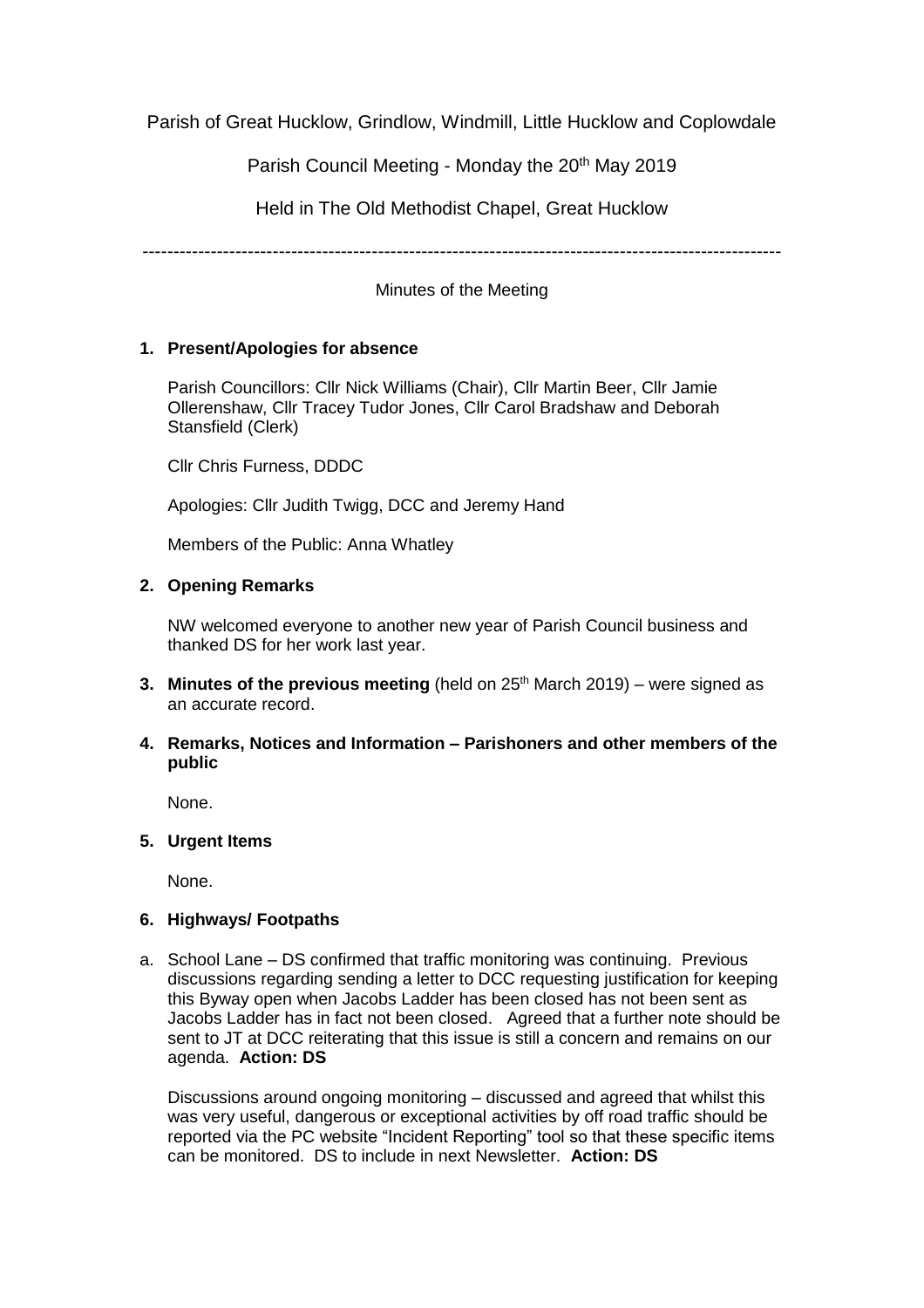Parish of Great Hucklow, Grindlow, Windmill, Little Hucklow and Coplowdale

Parish Council Meeting - Monday the 20th May 2019

Held in The Old Methodist Chapel, Great Hucklow

---

Minutes of the Meeting

1. **Present/Apologies for absence**

   Parish Councillors: Cllr Nick Williams (Chair), Cllr Martin Beer, Cllr Jamie Ollerenshaw, Cllr Tracey Tudor Jones, Cllr Carol Bradshaw and Deborah Stansfield (Clerk)

   Cllr Chris Furness, DDDC

   Apologies: Cllr Judith Twigg, DCC and Jeremy Hand

   Members of the Public: Anna Whatley

2. **Opening Remarks**

   NW welcomed everyone to another new year of Parish Council business and thanked DS for her work last year.

3. **Minutes of the previous meeting** (held on 25th March 2019) – were signed as an accurate record.

4. **Remarks, Notices and Information – Parishoners and other members of the public**

   None.

5. **Urgent Items**

   None.

6. **Highways/ Footpaths**

a. School Lane – DS confirmed that traffic monitoring was continuing. Previous discussions regarding sending a letter to DCC requesting justification for keeping this Byway open when Jacobs Ladder has been closed has not been sent as Jacobs Ladder has in fact not been closed. Agreed that a further note should be sent to JT at DCC reiterating that this issue is still a concern and remains on our agenda. **Action: DS**

   Discussions around ongoing monitoring – discussed and agreed that whilst this was very useful, dangerous or exceptional activities by off road traffic should be reported via the PC website "Incident Reporting" tool so that these specific items can be monitored. DS to include in next Newsletter. **Action: DS**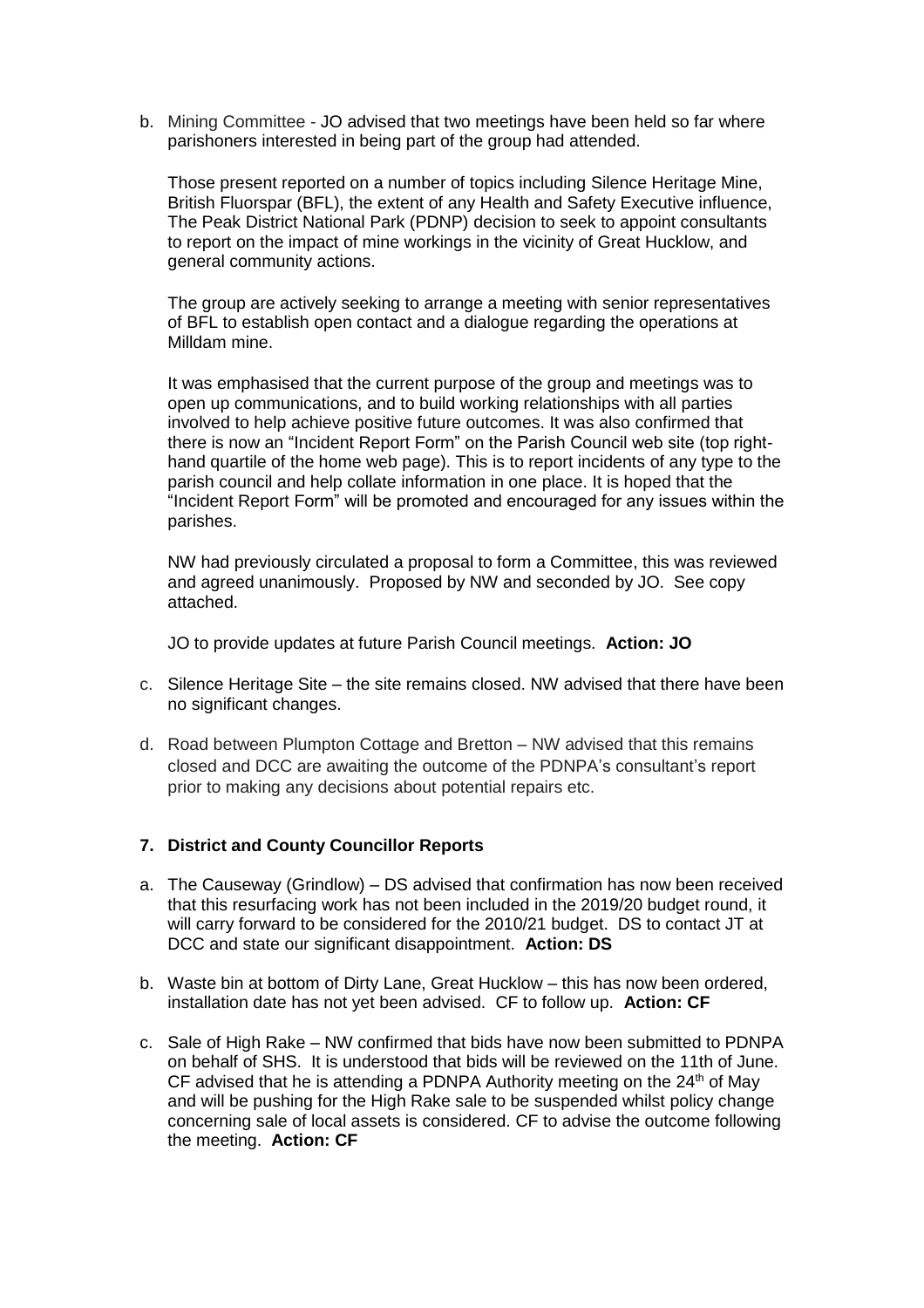b. Mining Committee - JO advised that two meetings have been held so far where parishoners interested in being part of the group had attended.

   Those present reported on a number of topics including Silence Heritage Mine, British Fluorspar (BFL), the extent of any Health and Safety Executive influence, The Peak District National Park (PDNP) decision to seek to appoint consultants to report on the impact of mine workings in the vicinity of Great Hucklow, and general community actions.

   The group are actively seeking to arrange a meeting with senior representatives of BFL to establish open contact and a dialogue regarding the operations at Milldam mine.

   It was emphasised that the current purpose of the group and meetings was to open up communications, and to build working relationships with all parties involved to help achieve positive future outcomes. It was also confirmed that there is now an "Incident Report Form" on the Parish Council web site (top right-hand quartile of the home web page). This is to report incidents of any type to the parish council and help collate information in one place. It is hoped that the "Incident Report Form" will be promoted and encouraged for any issues within the parishes.

   NW had previously circulated a proposal to form a Committee, this was reviewed and agreed unanimously. Proposed by NW and seconded by JO. See copy attached.

   JO to provide updates at future Parish Council meetings. **Action: JO**

c. Silence Heritage Site – the site remains closed. NW advised that there have been no significant changes.

d. Road between Plumpton Cottage and Bretton – NW advised that this remains closed and DCC are awaiting the outcome of the PDNPA's consultant's report prior to making any decisions about potential repairs etc.

### 7. District and County Councillor Reports

a. The Causeway (Grindlow) – DS advised that confirmation has now been received that this resurfacing work has not been included in the 2019/20 budget round, it will carry forward to be considered for the 2010/21 budget. DS to contact JT at DCC and state our significant disappointment. **Action: DS**

b. Waste bin at bottom of Dirty Lane, Great Hucklow – this has now been ordered, installation date has not yet been advised. CF to follow up. **Action: CF**

c. Sale of High Rake – NW confirmed that bids have now been submitted to PDNPA on behalf of SHS. It is understood that bids will be reviewed on the 11th of June. CF advised that he is attending a PDNP Authority meeting on the 24th of May and will be pushing for the High Rake sale to be suspended whilst policy change concerning sale of local assets is considered. CF to advise the outcome following the meeting. **Action: CF**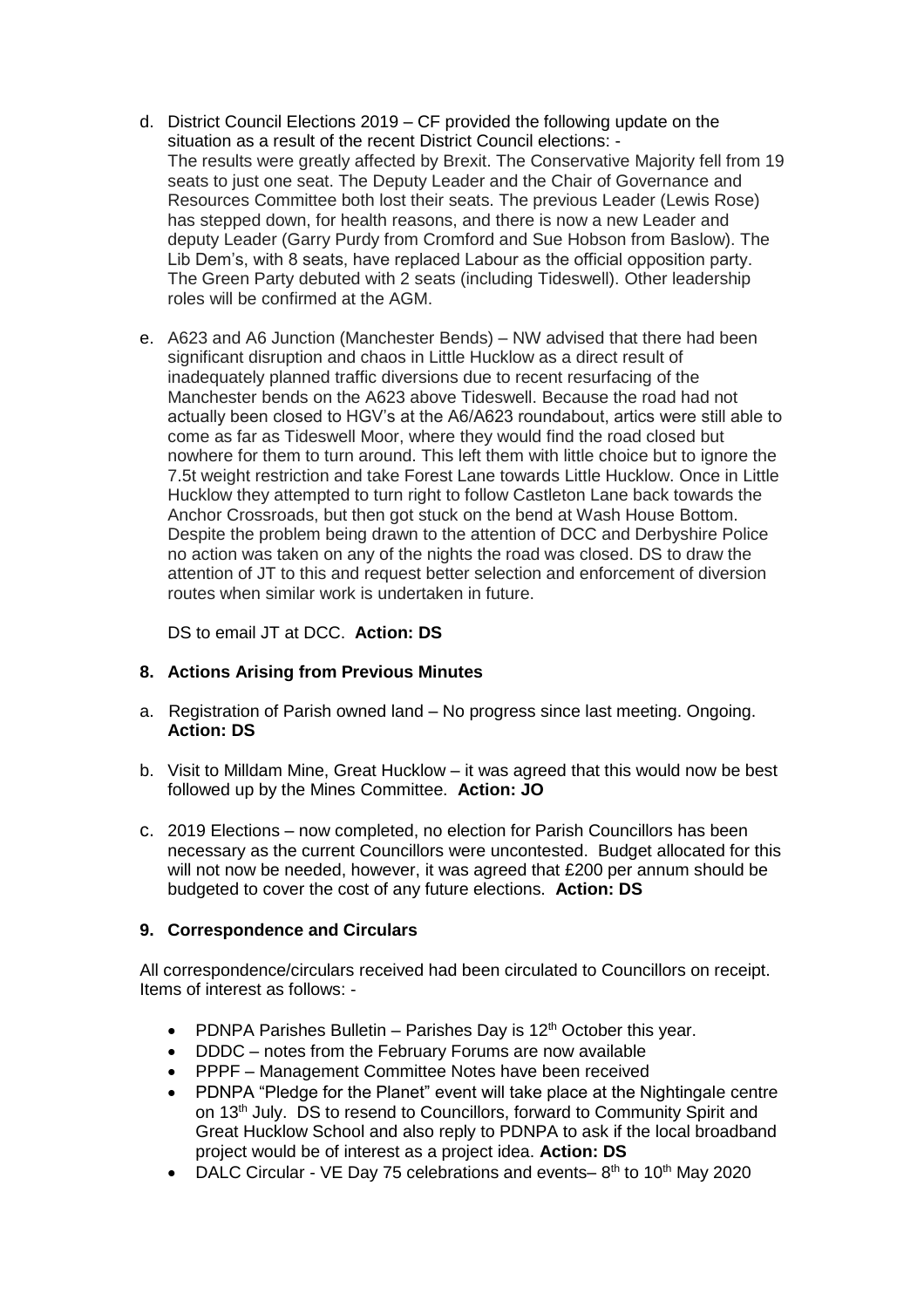d. District Council Elections 2019 – CF provided the following update on the situation as a result of the recent District Council elections: -
   The results were greatly affected by Brexit. The Conservative Majority fell from 19 seats to just one seat. The Deputy Leader and the Chair of Governance and Resources Committee both lost their seats. The previous Leader (Lewis Rose) has stepped down, for health reasons, and there is now a new Leader and deputy Leader (Garry Purdy from Cromford and Sue Hobson from Baslow). The Lib Dem's, with 8 seats, have replaced Labour as the official opposition party. The Green Party debuted with 2 seats (including Tideswell). Other leadership roles will be confirmed at the AGM.

e. A623 and A6 Junction (Manchester Bends) – NW advised that there had been significant disruption and chaos in Little Hucklow as a direct result of inadequately planned traffic diversions due to recent resurfacing of the Manchester bends on the A623 above Tideswell. Because the road had not actually been closed to HGV's at the A6/A623 roundabout, artics were still able to come as far as Tideswell Moor, where they would find the road closed but nowhere for them to turn around. This left them with little choice but to ignore the 7.5t weight restriction and take Forest Lane towards Little Hucklow. Once in Little Hucklow they attempted to turn right to follow Castleton Lane back towards the Anchor Crossroads, but then got stuck on the bend at Wash House Bottom. Despite the problem being drawn to the attention of DCC and Derbyshire Police no action was taken on any of the nights the road was closed. DS to draw the attention of JT to this and request better selection and enforcement of diversion routes when similar work is undertaken in future.

   DS to email JT at DCC. **Action: DS**

## 8. Actions Arising from Previous Minutes

a. Registration of Parish owned land – No progress since last meeting. Ongoing. **Action: DS**

b. Visit to Milldam Mine, Great Hucklow – it was agreed that this would now be best followed up by the Mines Committee. **Action: JO**

c. 2019 Elections – now completed, no election for Parish Councillors has been necessary as the current Councillors were uncontested. Budget allocated for this will not now be needed, however, it was agreed that £200 per annum should be budgeted to cover the cost of any future elections. **Action: DS**

## 9. Correspondence and Circulars

All correspondence/circulars received had been circulated to Councillors on receipt. Items of interest as follows: -

- PDNPA Parishes Bulletin – Parishes Day is 12th October this year.
- DDDC – notes from the February Forums are now available
- PPPF – Management Committee Notes have been received
- PDNPA "Pledge for the Planet" event will take place at the Nightingale centre on 13th July. DS to resend to Councillors, forward to Community Spirit and Great Hucklow School and also reply to PDNPA to ask if the local broadband project would be of interest as a project idea. **Action: DS**
- DALC Circular - VE Day 75 celebrations and events– 8th to 10th May 2020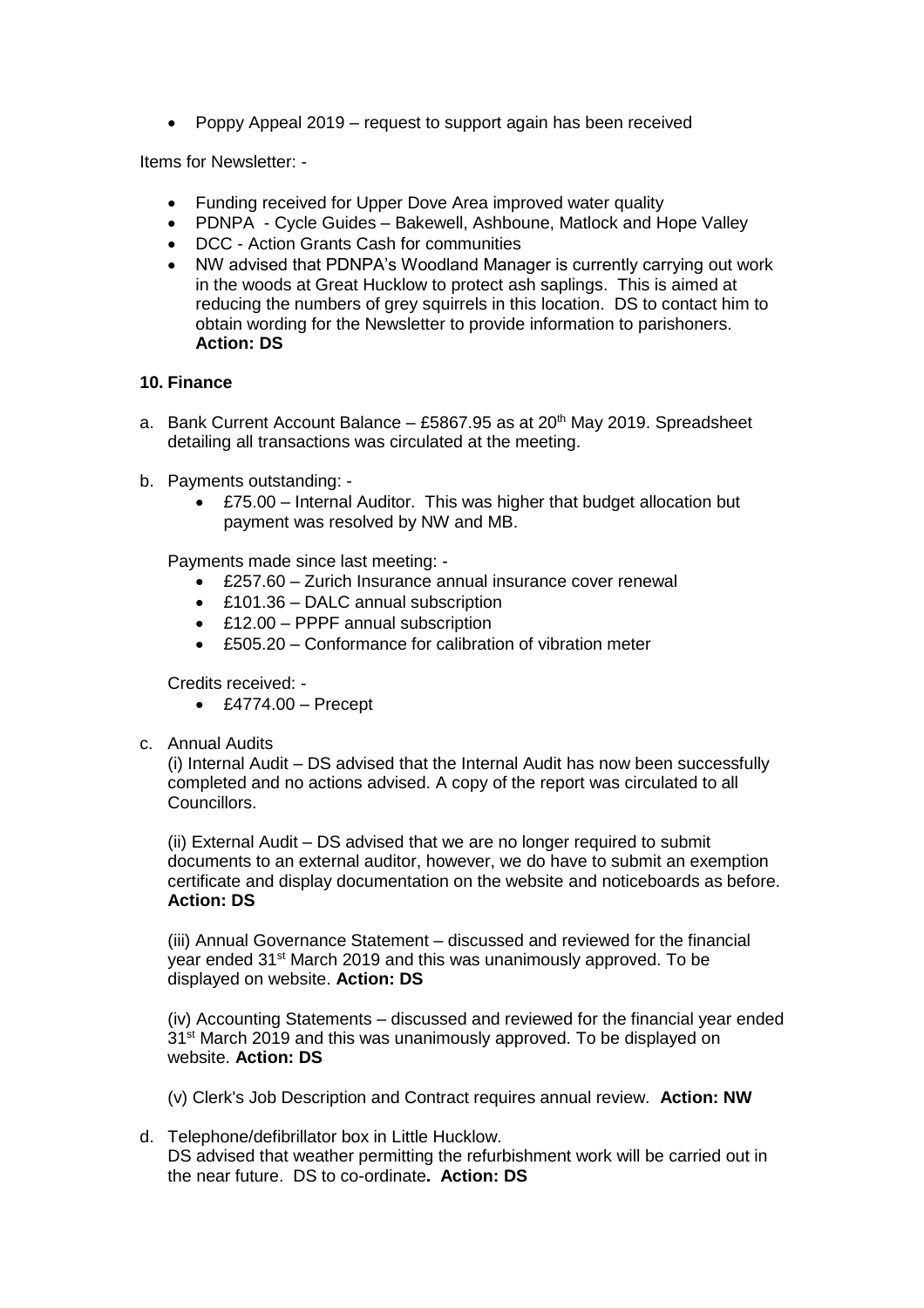- Poppy Appeal 2019 – request to support again has been received

Items for Newsletter: -

- Funding received for Upper Dove Area improved water quality
- PDNPA - Cycle Guides – Bakewell, Ashboune, Matlock and Hope Valley
- DCC - Action Grants Cash for communities
- NW advised that PDNPA's Woodland Manager is currently carrying out work in the woods at Great Hucklow to protect ash saplings. This is aimed at reducing the numbers of grey squirrels in this location. DS to contact him to obtain wording for the Newsletter to provide information to parishoners. **Action: DS**

**10. Finance**

a. Bank Current Account Balance – £5867.95 as at 20th May 2019. Spreadsheet detailing all transactions was circulated at the meeting.

b. Payments outstanding: -

- £75.00 – Internal Auditor. This was higher that budget allocation but payment was resolved by NW and MB.

Payments made since last meeting: -

- £257.60 – Zurich Insurance annual insurance cover renewal
- £101.36 – DALC annual subscription
- £12.00 – PPPF annual subscription
- £505.20 – Conformance for calibration of vibration meter

Credits received: -

- £4774.00 – Precept

c. Annual Audits

(i) Internal Audit – DS advised that the Internal Audit has now been successfully completed and no actions advised. A copy of the report was circulated to all Councillors.

(ii) External Audit – DS advised that we are no longer required to submit documents to an external auditor, however, we do have to submit an exemption certificate and display documentation on the website and noticeboards as before. **Action: DS**

(iii) Annual Governance Statement – discussed and reviewed for the financial year ended 31st March 2019 and this was unanimously approved. To be displayed on website. **Action: DS**

(iv) Accounting Statements – discussed and reviewed for the financial year ended 31st March 2019 and this was unanimously approved. To be displayed on website. **Action: DS**

(v) Clerk's Job Description and Contract requires annual review. **Action: NW**

d. Telephone/defibrillator box in Little Hucklow.
DS advised that weather permitting the refurbishment work will be carried out in the near future. DS to co-ordinate**. Action: DS**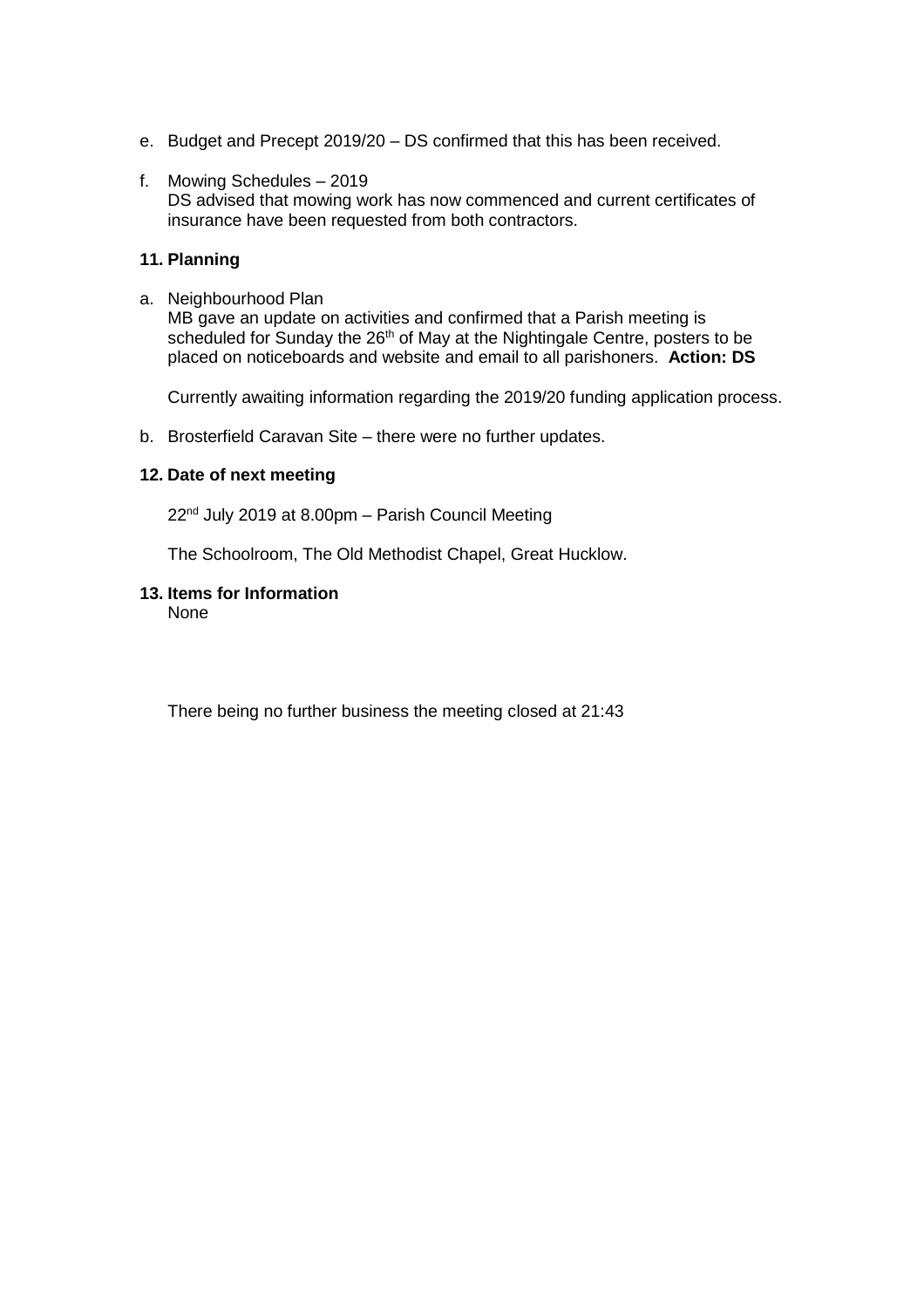e. Budget and Precept 2019/20 – DS confirmed that this has been received.

f. Mowing Schedules – 2019
   DS advised that mowing work has now commenced and current certificates of insurance have been requested from both contractors.

**11. Planning**

a. Neighbourhood Plan
   MB gave an update on activities and confirmed that a Parish meeting is scheduled for Sunday the 26th of May at the Nightingale Centre, posters to be placed on noticeboards and website and email to all parishoners. **Action: DS**

   Currently awaiting information regarding the 2019/20 funding application process.

b. Brosterfield Caravan Site – there were no further updates.

**12. Date of next meeting**

22nd July 2019 at 8.00pm – Parish Council Meeting

The Schoolroom, The Old Methodist Chapel, Great Hucklow.

**13. Items for Information**
None

There being no further business the meeting closed at 21:43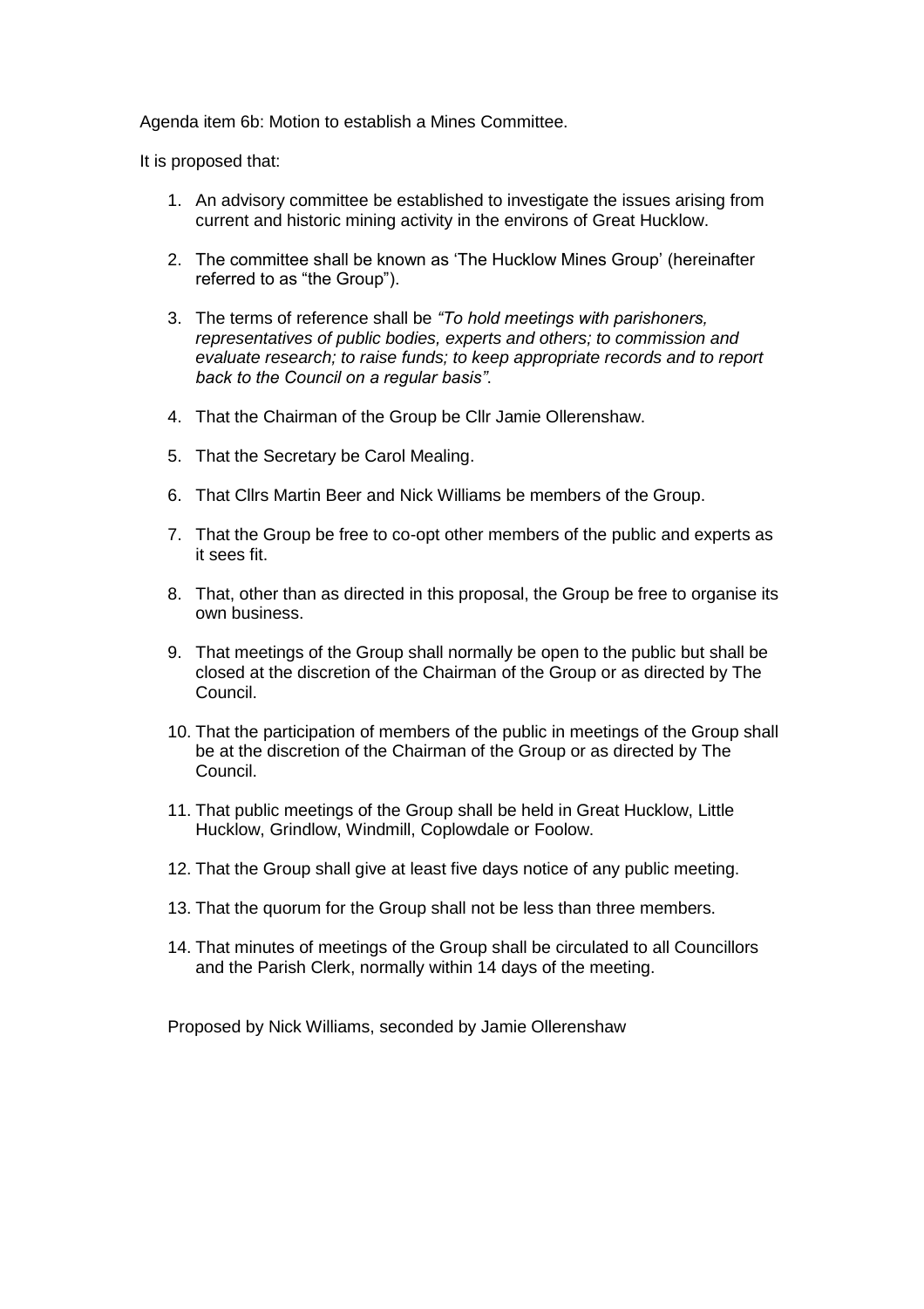Agenda item 6b: Motion to establish a Mines Committee.

It is proposed that:

1. An advisory committee be established to investigate the issues arising from current and historic mining activity in the environs of Great Hucklow.

2. The committee shall be known as 'The Hucklow Mines Group' (hereinafter referred to as "the Group").

3. The terms of reference shall be *"To hold meetings with parishoners, representatives of public bodies, experts and others; to commission and evaluate research; to raise funds; to keep appropriate records and to report back to the Council on a regular basis"*.

4. That the Chairman of the Group be Cllr Jamie Ollerenshaw.

5. That the Secretary be Carol Mealing.

6. That Cllrs Martin Beer and Nick Williams be members of the Group.

7. That the Group be free to co-opt other members of the public and experts as it sees fit.

8. That, other than as directed in this proposal, the Group be free to organise its own business.

9. That meetings of the Group shall normally be open to the public but shall be closed at the discretion of the Chairman of the Group or as directed by The Council.

10. That the participation of members of the public in meetings of the Group shall be at the discretion of the Chairman of the Group or as directed by The Council.

11. That public meetings of the Group shall be held in Great Hucklow, Little Hucklow, Grindlow, Windmill, Coplowdale or Foolow.

12. That the Group shall give at least five days notice of any public meeting.

13. That the quorum for the Group shall not be less than three members.

14. That minutes of meetings of the Group shall be circulated to all Councillors and the Parish Clerk, normally within 14 days of the meeting.

Proposed by Nick Williams, seconded by Jamie Ollerenshaw